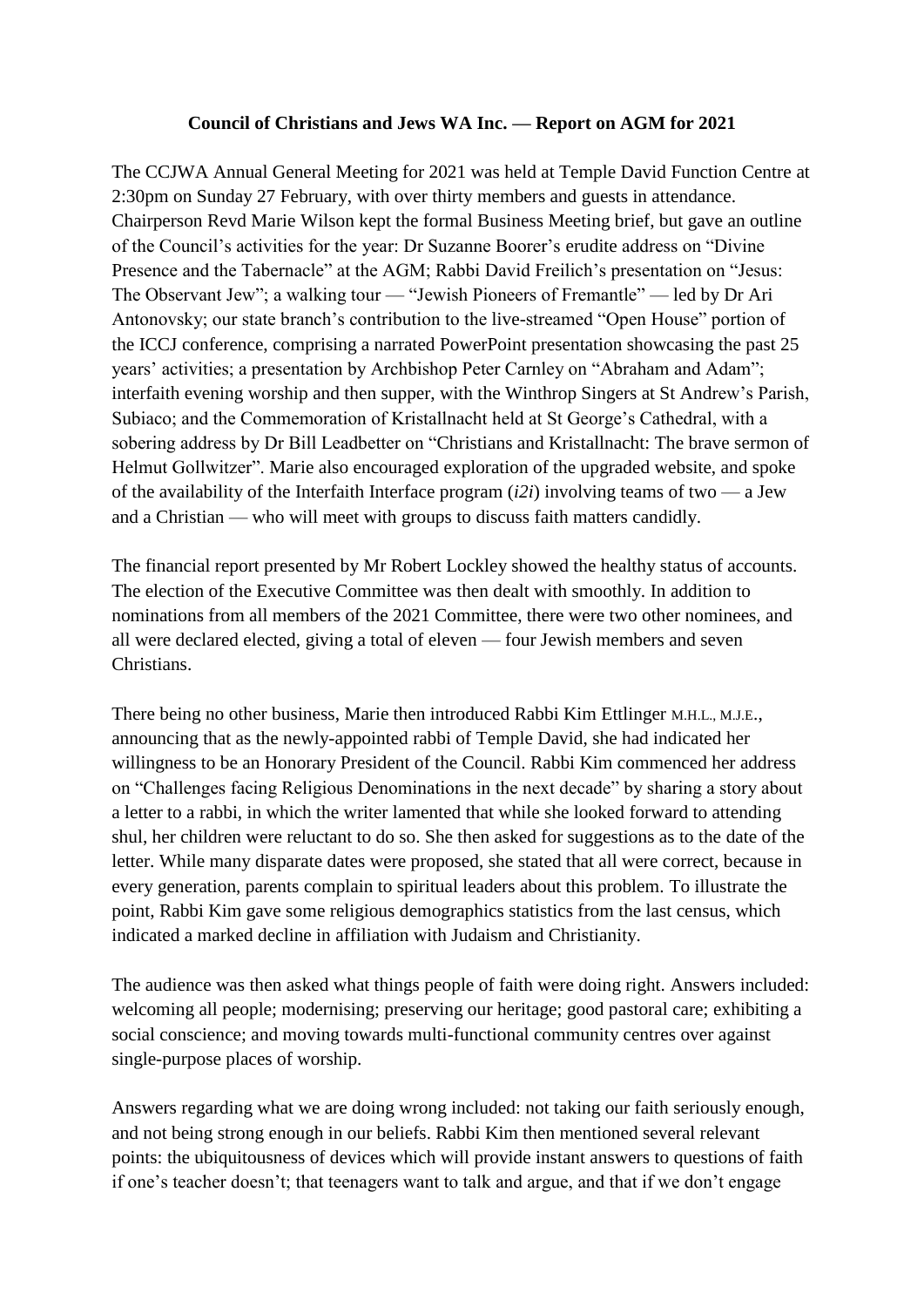**Council of Christians and Jews WA Inc. — Report on AGM for 2021**

The CCJWA Annual General Meeting for 2021 was held at Temple David Function Centre at 2:30pm on Sunday 27 February, with over thirty members and guests in attendance. Chairperson Revd Marie Wilson kept the formal Business Meeting brief, but gave an outline of the Council's activities for the year: Dr Suzanne Boorer's erudite address on "Divine Presence and the Tabernacle" at the AGM; Rabbi David Freilich's presentation on "Jesus: The Observant Jew"; a walking tour — "Jewish Pioneers of Fremantle" — led by Dr Ari Antonovsky; our state branch's contribution to the live-streamed "Open House" portion of the ICCJ conference, comprising a narrated PowerPoint presentation showcasing the past 25 years' activities; a presentation by Archbishop Peter Carnley on "Abraham and Adam"; interfaith evening worship and then supper, with the Winthrop Singers at St Andrew's Parish, Subiaco; and the Commemoration of Kristallnacht held at St George's Cathedral, with a sobering address by Dr Bill Leadbetter on "Christians and Kristallnacht: The brave sermon of Helmut Gollwitzer". Marie also encouraged exploration of the upgraded website, and spoke of the availability of the Interfaith Interface program (*i2i*) involving teams of two — a Jew and a Christian — who will meet with groups to discuss faith matters candidly.

The financial report presented by Mr Robert Lockley showed the healthy status of accounts. The election of the Executive Committee was then dealt with smoothly. In addition to nominations from all members of the 2021 Committee, there were two other nominees, and all were declared elected, giving a total of eleven — four Jewish members and seven Christians.

There being no other business, Marie then introduced Rabbi Kim Ettlinger M.H.L., M.J.E., announcing that as the newly-appointed rabbi of Temple David, she had indicated her willingness to be an Honorary President of the Council. Rabbi Kim commenced her address on "Challenges facing Religious Denominations in the next decade" by sharing a story about a letter to a rabbi, in which the writer lamented that while she looked forward to attending shul, her children were reluctant to do so. She then asked for suggestions as to the date of the letter. While many disparate dates were proposed, she stated that all were correct, because in every generation, parents complain to spiritual leaders about this problem. To illustrate the point, Rabbi Kim gave some religious demographics statistics from the last census, which indicated a marked decline in affiliation with Judaism and Christianity.

The audience was then asked what things people of faith were doing right. Answers included: welcoming all people; modernising; preserving our heritage; good pastoral care; exhibiting a social conscience; and moving towards multi-functional community centres over against single-purpose places of worship.

Answers regarding what we are doing wrong included: not taking our faith seriously enough, and not being strong enough in our beliefs. Rabbi Kim then mentioned several relevant points: the ubiquitousness of devices which will provide instant answers to questions of faith if one's teacher doesn't; that teenagers want to talk and argue, and that if we don't engage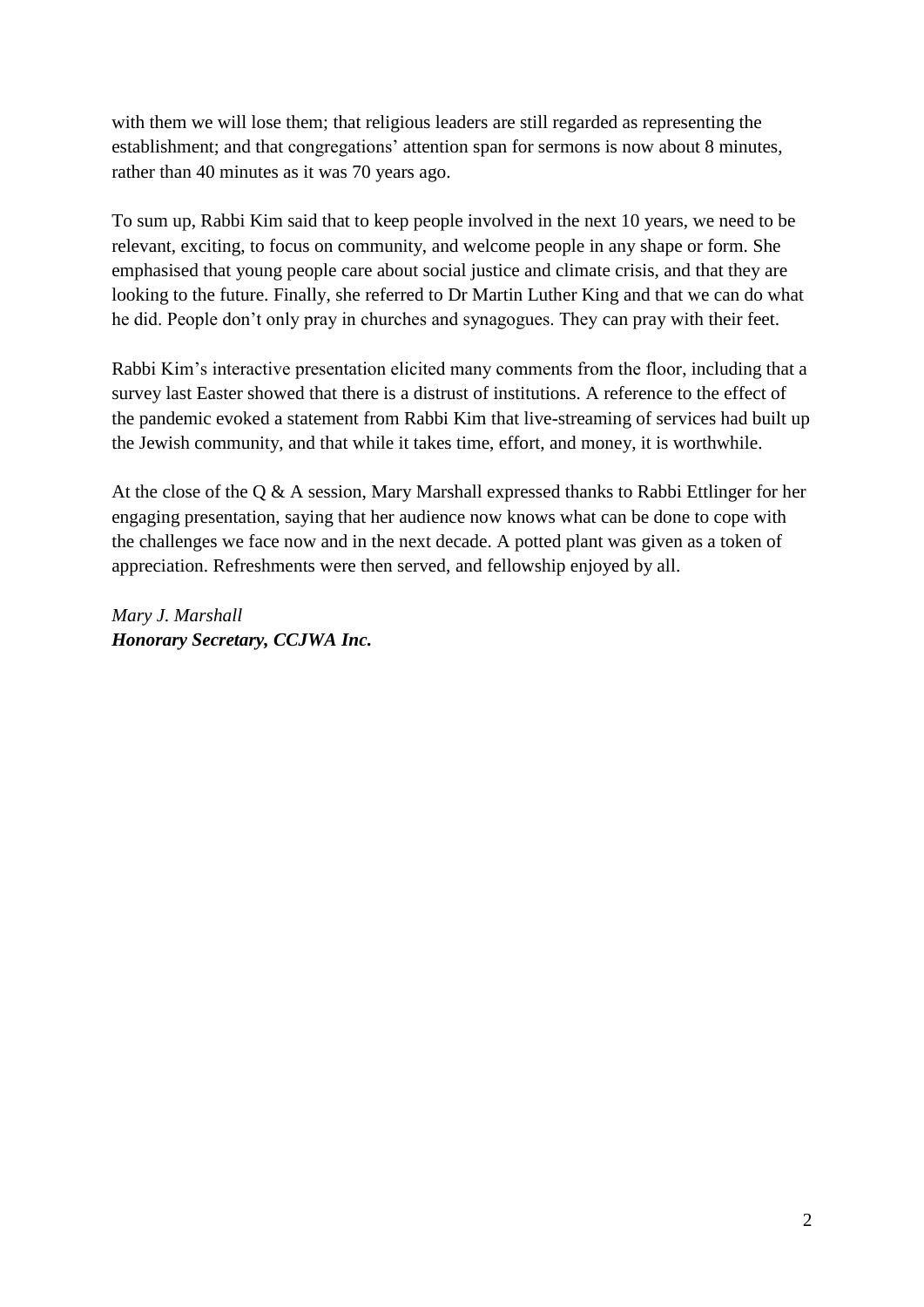with them we will lose them; that religious leaders are still regarded as representing the establishment; and that congregations' attention span for sermons is now about 8 minutes, rather than 40 minutes as it was 70 years ago.

To sum up, Rabbi Kim said that to keep people involved in the next 10 years, we need to be relevant, exciting, to focus on community, and welcome people in any shape or form. She emphasised that young people care about social justice and climate crisis, and that they are looking to the future. Finally, she referred to Dr Martin Luther King and that we can do what he did. People don't only pray in churches and synagogues. They can pray with their feet.

Rabbi Kim's interactive presentation elicited many comments from the floor, including that a survey last Easter showed that there is a distrust of institutions. A reference to the effect of the pandemic evoked a statement from Rabbi Kim that live-streaming of services had built up the Jewish community, and that while it takes time, effort, and money, it is worthwhile.

At the close of the Q & A session, Mary Marshall expressed thanks to Rabbi Ettlinger for her engaging presentation, saying that her audience now knows what can be done to cope with the challenges we face now and in the next decade. A potted plant was given as a token of appreciation. Refreshments were then served, and fellowship enjoyed by all.

*Mary J. Marshall*
***Honorary Secretary, CCJWA Inc.***